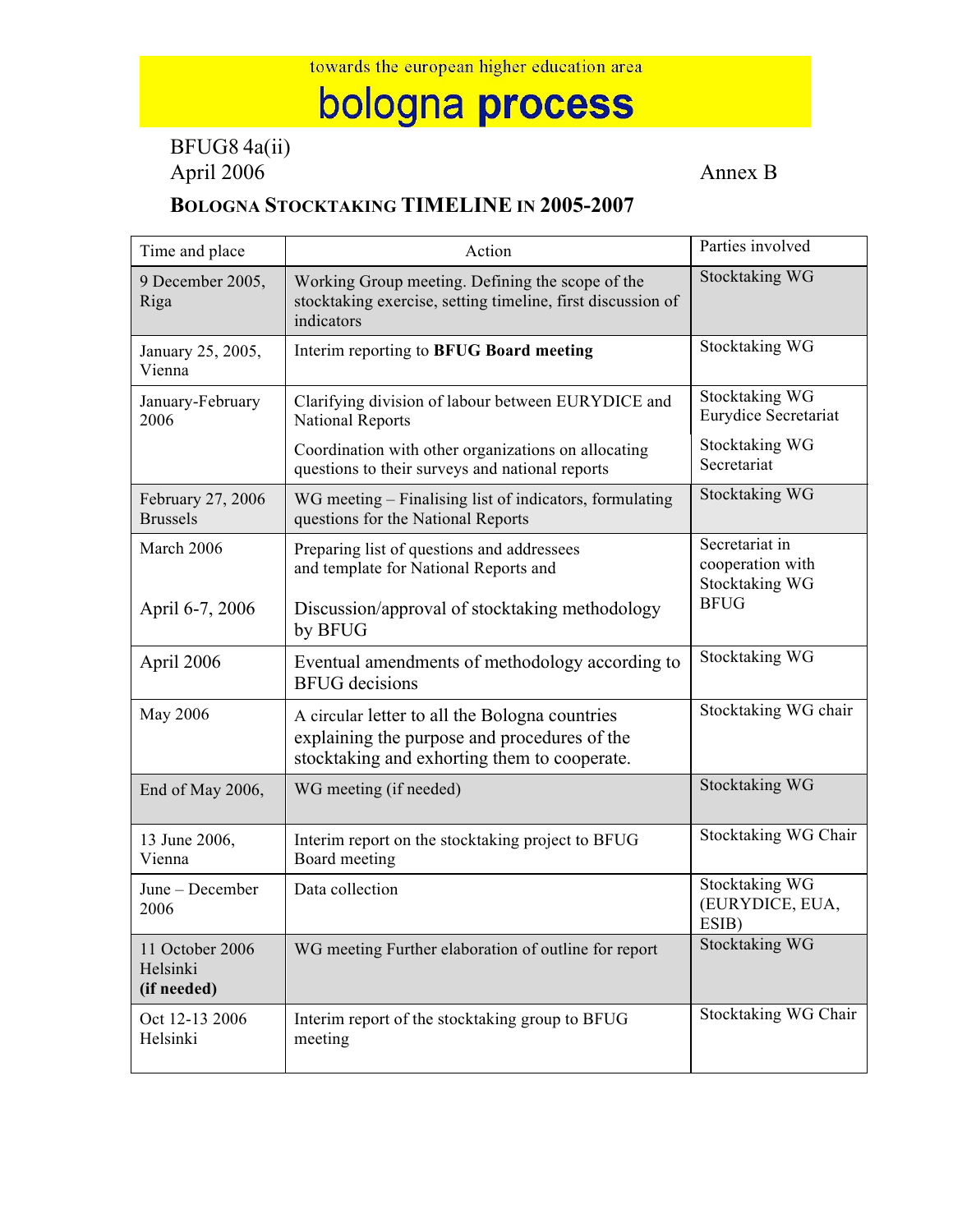towards the european higher education area

# bologna process

BFUG8 4a(ii)
April 2006

Annex B

## Bologna Stocktaking TIMELINE in 2005-2007

| Time and place | Action | Parties involved |
|---|---|---|
| 9 December 2005, Riga | Working Group meeting. Defining the scope of the stocktaking exercise, setting timeline, first discussion of indicators | Stocktaking WG |
| January 25, 2005, Vienna | Interim reporting to **BFUG Board meeting** | Stocktaking WG |
| January-February 2006 | Clarifying division of labour between EURYDICE and National Reports<br><br>Coordination with other organizations on allocating questions to their surveys and national reports | Stocktaking WG<br>Eurydice Secretariat<br><br>Stocktaking WG<br>Secretariat |
| February 27, 2006 Brussels | WG meeting – Finalising list of indicators, formulating questions for the National Reports | Stocktaking WG |
| March 2006<br><br>April 6-7, 2006 | Preparing list of questions and addressees and template for National Reports and<br><br>Discussion/approval of stocktaking methodology by BFUG | Secretariat in cooperation with Stocktaking WG<br>BFUG |
| April 2006 | Eventual amendments of methodology according to BFUG decisions | Stocktaking WG |
| May 2006 | A circular letter to all the Bologna countries explaining the purpose and procedures of the stocktaking and exhorting them to cooperate. | Stocktaking WG chair |
| End of May 2006, | WG meeting (if needed) | Stocktaking WG |
| 13 June 2006, Vienna | Interim report on the stocktaking project to BFUG Board meeting | Stocktaking WG Chair |
| June – December 2006 | Data collection | Stocktaking WG (EURYDICE, EUA, ESIB) |
| 11 October 2006 Helsinki **(if needed)** | WG meeting Further elaboration of outline for report | Stocktaking WG |
| Oct 12-13 2006 Helsinki | Interim report of the stocktaking group to BFUG meeting | Stocktaking WG Chair |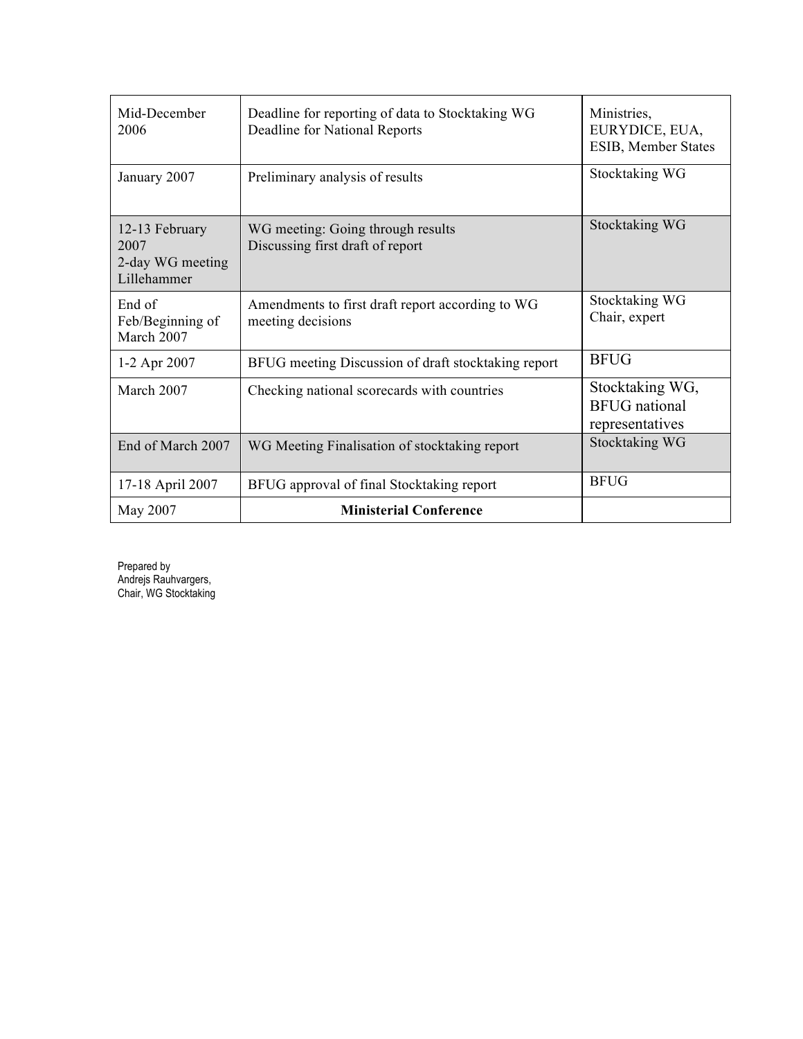| | | |
|---|---|---|
| Mid-December 2006 | Deadline for reporting of data to Stocktaking WG<br>Deadline for National Reports | Ministries, EURYDICE, EUA, ESIB, Member States |
| January 2007 | Preliminary analysis of results | Stocktaking WG |
| 12-13 February 2007<br>2-day WG meeting Lillehammer | WG meeting: Going through results<br>Discussing first draft of report | Stocktaking WG |
| End of Feb/Beginning of March 2007 | Amendments to first draft report according to WG meeting decisions | Stocktaking WG Chair, expert |
| 1-2 Apr 2007 | BFUG meeting Discussion of draft stocktaking report | BFUG |
| March 2007 | Checking national scorecards with countries | Stocktaking WG, BFUG national representatives |
| End of March 2007 | WG Meeting Finalisation of stocktaking report | Stocktaking WG |
| 17-18 April 2007 | BFUG approval of final Stocktaking report | BFUG |
| May 2007 | **Ministerial Conference** | |

Prepared by
Andrejs Rauhvargers,
Chair, WG Stocktaking